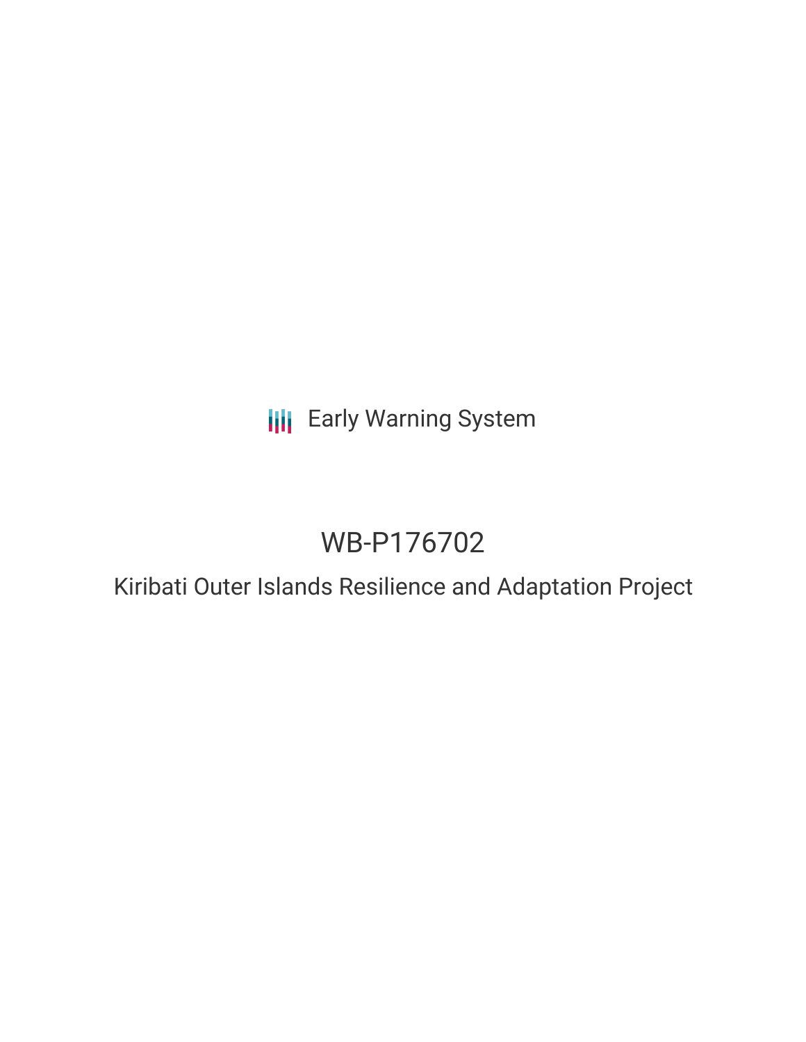Early Warning System

# WB-P176702

## Kiribati Outer Islands Resilience and Adaptation Project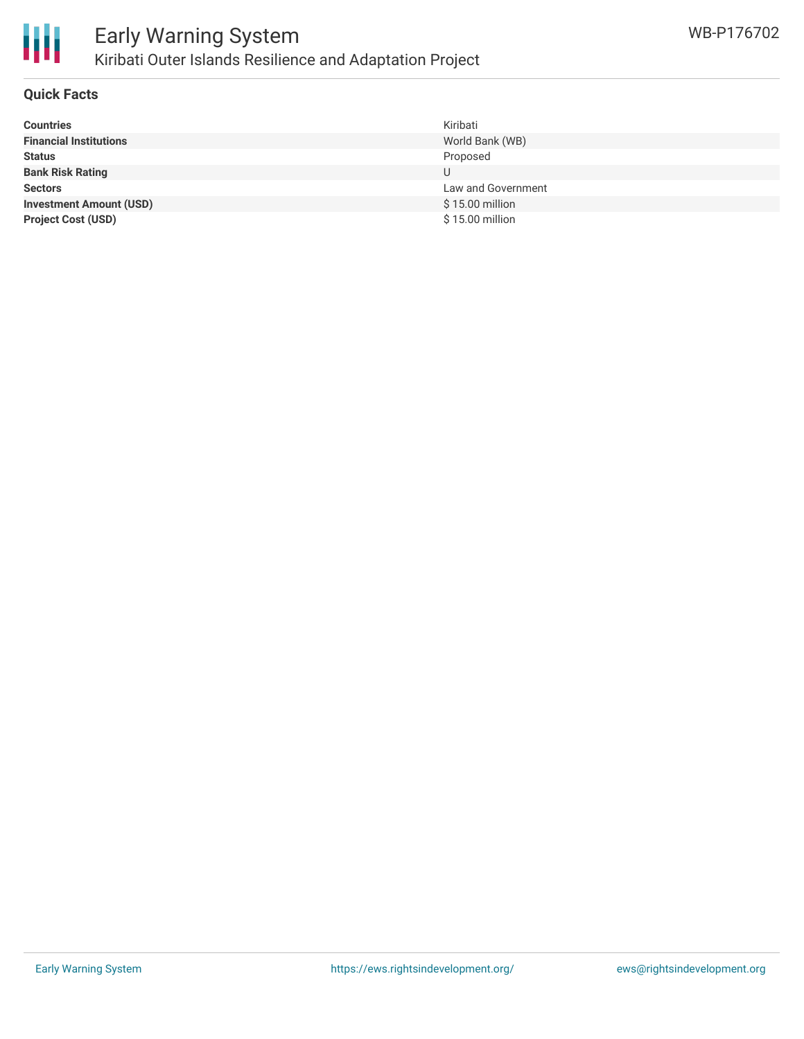## Quick Facts

| | |
|---|---|
| **Countries** | Kiribati |
| **Financial Institutions** | World Bank (WB) |
| **Status** | Proposed |
| **Bank Risk Rating** | U |
| **Sectors** | Law and Government |
| **Investment Amount (USD)** | $ 15.00 million |
| **Project Cost (USD)** | $ 15.00 million |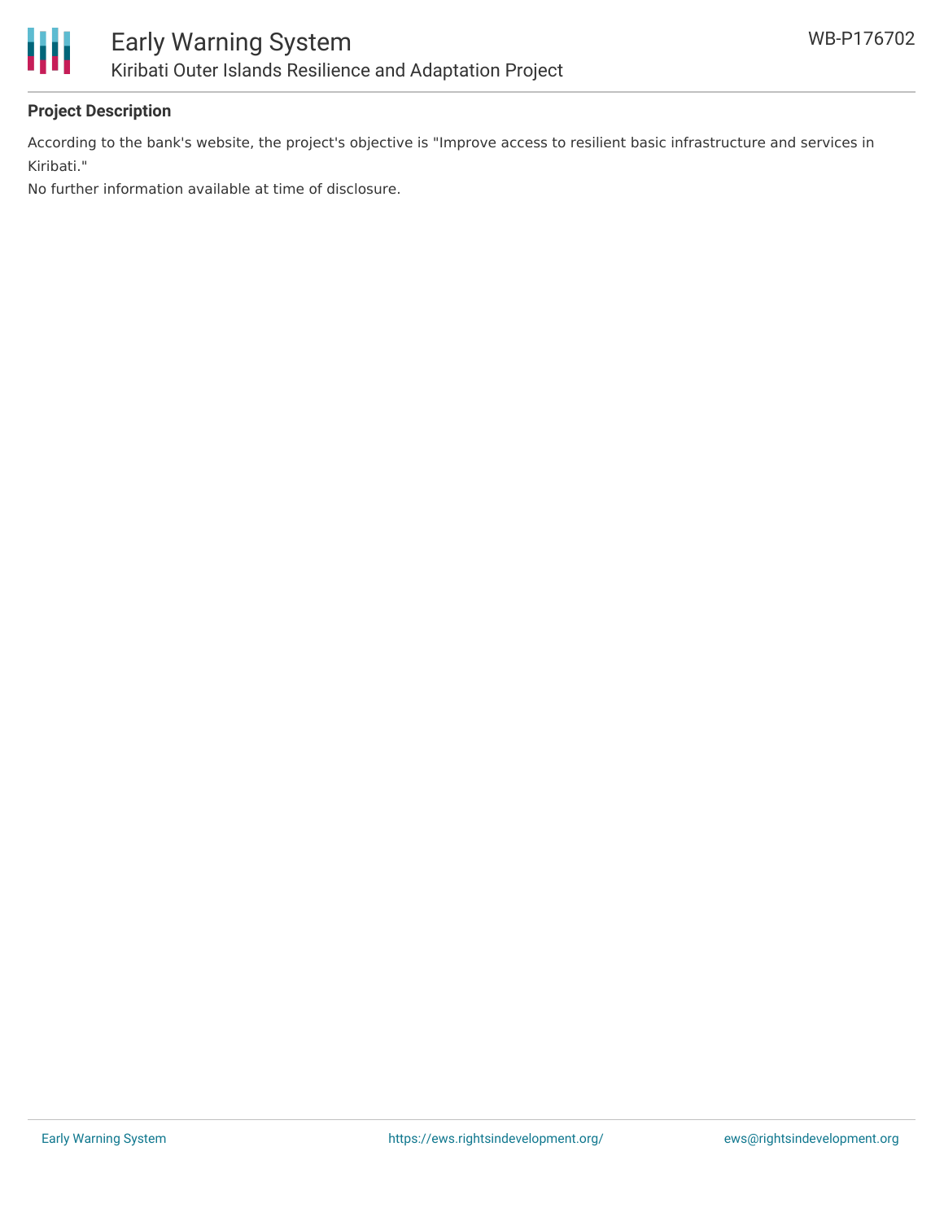**Project Description**

According to the bank's website, the project's objective is "Improve access to resilient basic infrastructure and services in Kiribati."

No further information available at time of disclosure.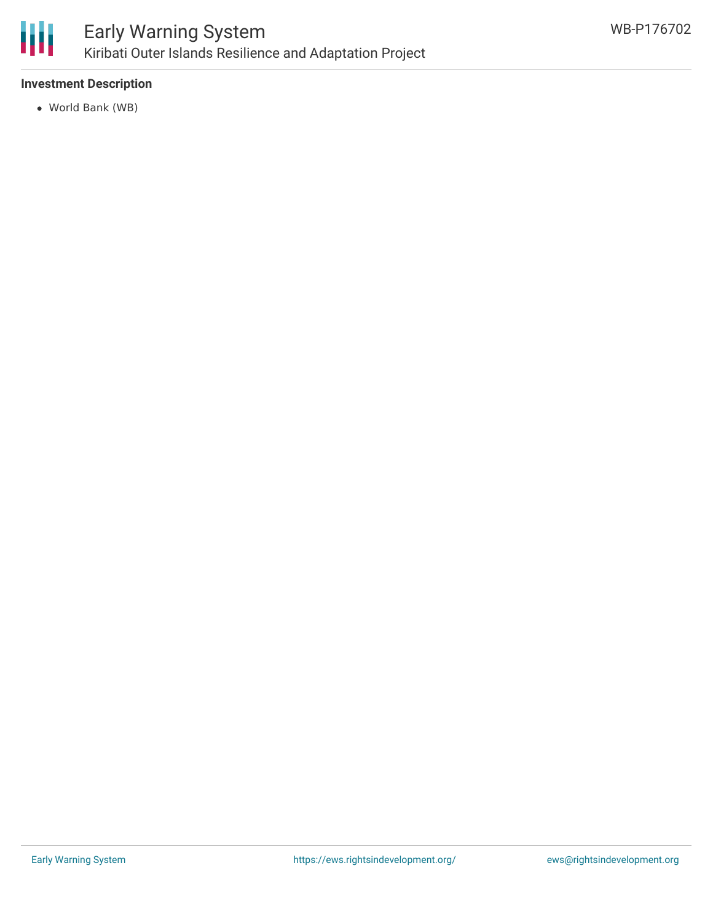### Investment Description

- World Bank (WB)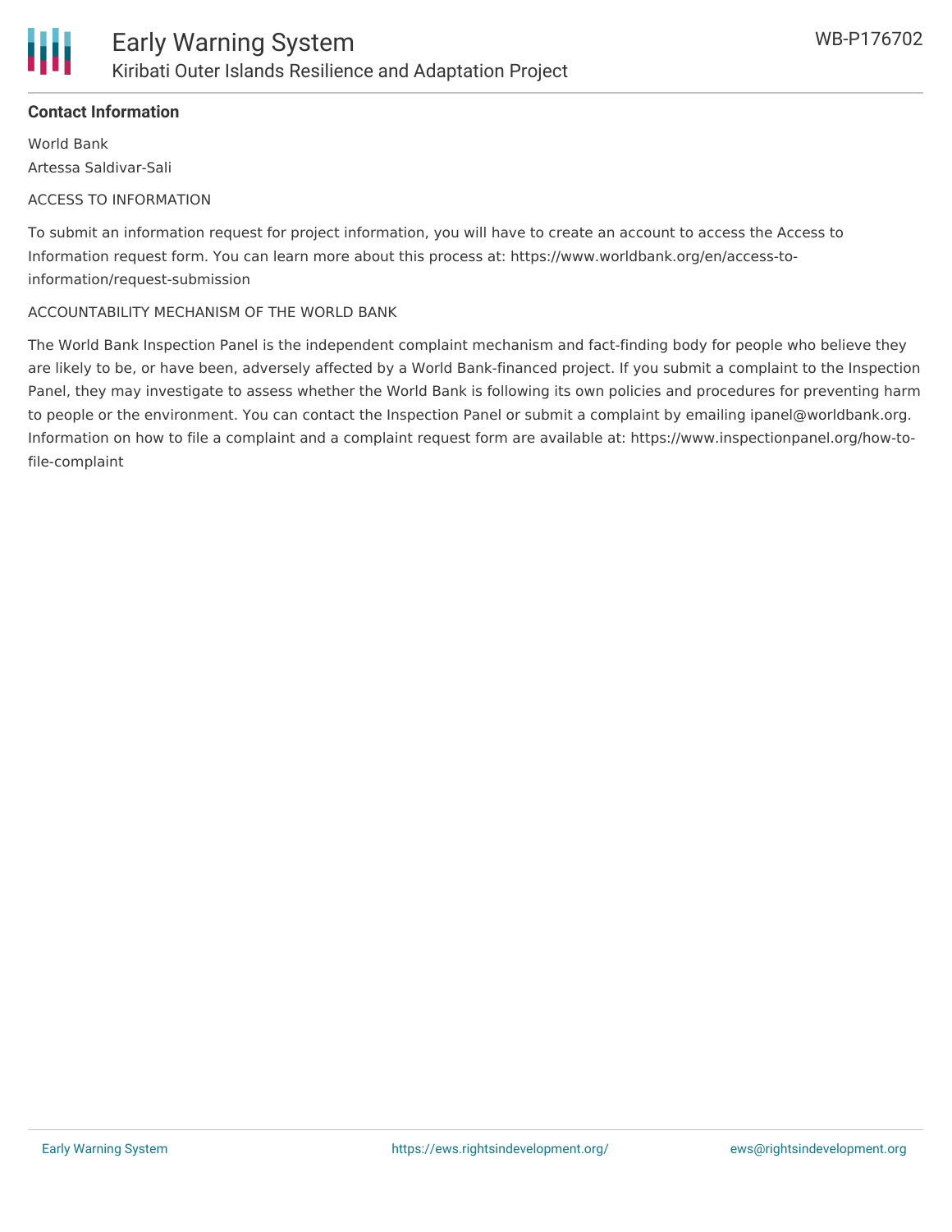**Contact Information**

World Bank

Artessa Saldivar-Sali

ACCESS TO INFORMATION

To submit an information request for project information, you will have to create an account to access the Access to Information request form. You can learn more about this process at: https://www.worldbank.org/en/access-to-information/request-submission

ACCOUNTABILITY MECHANISM OF THE WORLD BANK

The World Bank Inspection Panel is the independent complaint mechanism and fact-finding body for people who believe they are likely to be, or have been, adversely affected by a World Bank-financed project. If you submit a complaint to the Inspection Panel, they may investigate to assess whether the World Bank is following its own policies and procedures for preventing harm to people or the environment. You can contact the Inspection Panel or submit a complaint by emailing ipanel@worldbank.org. Information on how to file a complaint and a complaint request form are available at: https://www.inspectionpanel.org/how-to-file-complaint